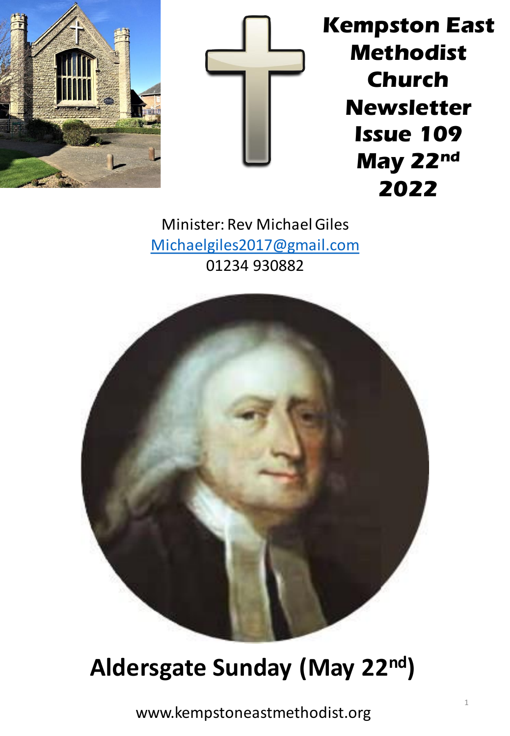# Kempston East Methodist Church Newsletter Issue 109 May 22nd 2022

Minister: Rev Michael Giles

Michaelgiles2017@gmail.com

01234 930882

## Aldersgate Sunday (May 22nd)

www.kempstoneastmethodist.org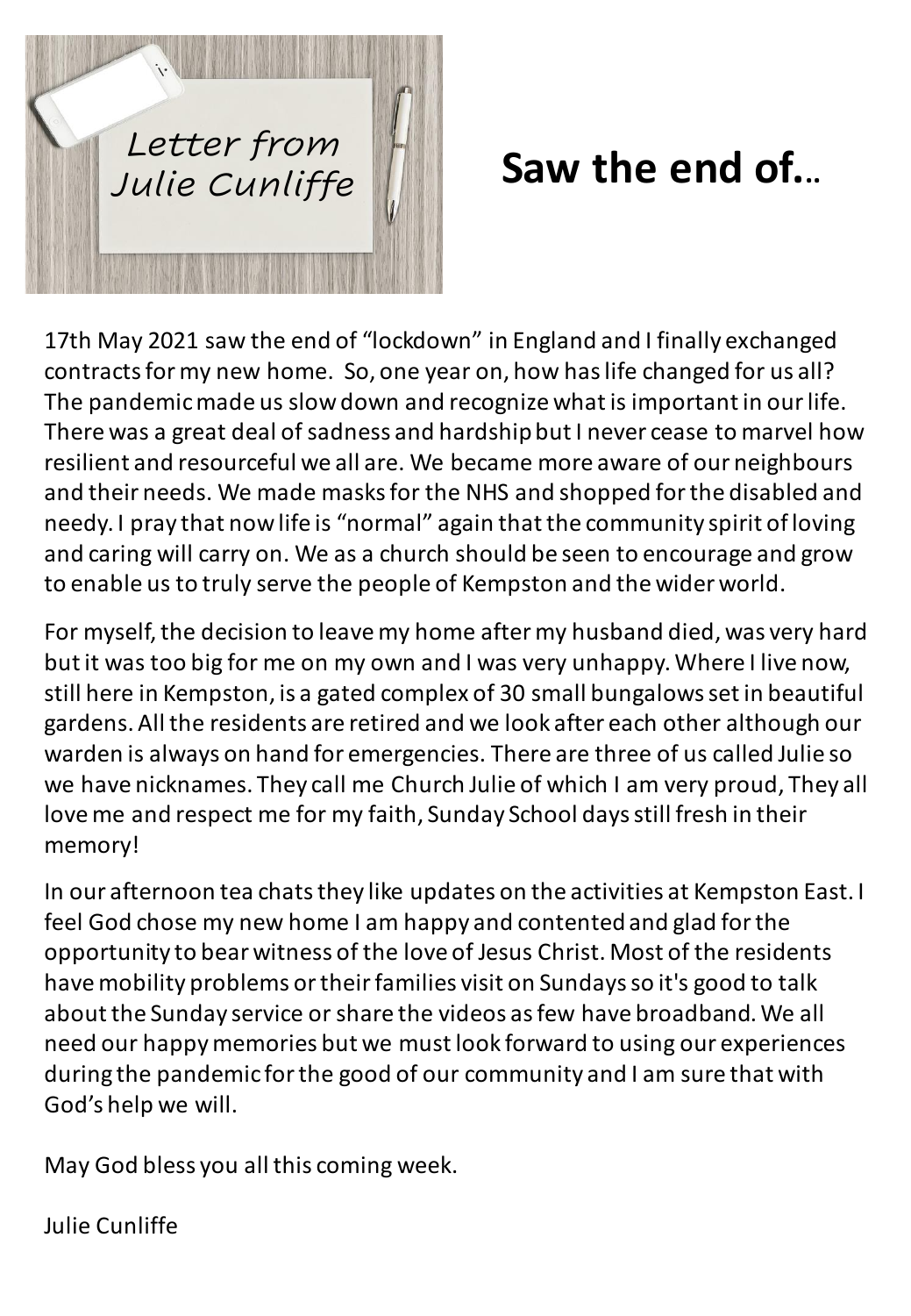*Letter from Julie Cunliffe*

# Saw the end of…

17th May 2021 saw the end of "lockdown" in England and I finally exchanged contracts for my new home. So, one year on, how has life changed for us all? The pandemic made us slow down and recognize what is important in our life. There was a great deal of sadness and hardship but I never cease to marvel how resilient and resourceful we all are. We became more aware of our neighbours and their needs. We made masks for the NHS and shopped for the disabled and needy. I pray that now life is "normal" again that the community spirit of loving and caring will carry on. We as a church should be seen to encourage and grow to enable us to truly serve the people of Kempston and the wider world.

For myself, the decision to leave my home after my husband died, was very hard but it was too big for me on my own and I was very unhappy. Where I live now, still here in Kempston, is a gated complex of 30 small bungalows set in beautiful gardens. All the residents are retired and we look after each other although our warden is always on hand for emergencies. There are three of us called Julie so we have nicknames. They call me Church Julie of which I am very proud, They all love me and respect me for my faith, Sunday School days still fresh in their memory!

In our afternoon tea chats they like updates on the activities at Kempston East. I feel God chose my new home I am happy and contented and glad for the opportunity to bear witness of the love of Jesus Christ. Most of the residents have mobility problems or their families visit on Sundays so it's good to talk about the Sunday service or share the videos as few have broadband. We all need our happy memories but we must look forward to using our experiences during the pandemic for the good of our community and I am sure that with God's help we will.

May God bless you all this coming week.

Julie Cunliffe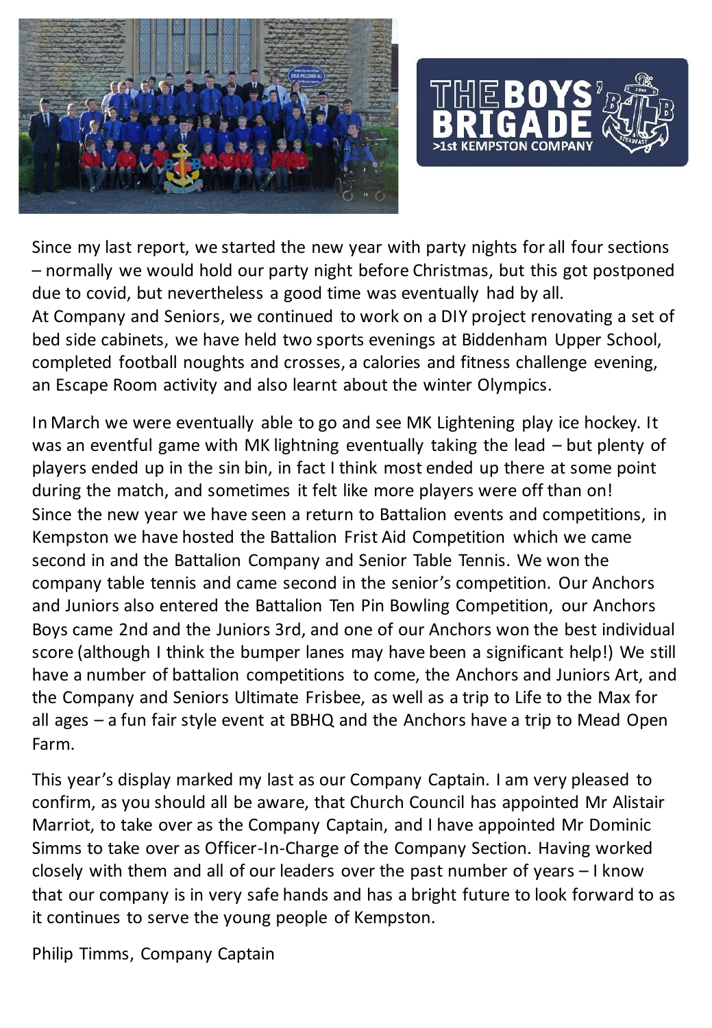THE BOYS' BRIGADE
>1st KEMPSTON COMPANY

Since my last report, we started the new year with party nights for all four sections – normally we would hold our party night before Christmas, but this got postponed due to covid, but nevertheless a good time was eventually had by all.
At Company and Seniors, we continued to work on a DIY project renovating a set of bed side cabinets, we have held two sports evenings at Biddenham Upper School, completed football noughts and crosses, a calories and fitness challenge evening, an Escape Room activity and also learnt about the winter Olympics.

In March we were eventually able to go and see MK Lightening play ice hockey. It was an eventful game with MK lightning eventually taking the lead – but plenty of players ended up in the sin bin, in fact I think most ended up there at some point during the match, and sometimes it felt like more players were off than on!
Since the new year we have seen a return to Battalion events and competitions, in Kempston we have hosted the Battalion Frist Aid Competition which we came second in and the Battalion Company and Senior Table Tennis. We won the company table tennis and came second in the senior's competition. Our Anchors and Juniors also entered the Battalion Ten Pin Bowling Competition, our Anchors Boys came 2nd and the Juniors 3rd, and one of our Anchors won the best individual score (although I think the bumper lanes may have been a significant help!) We still have a number of battalion competitions to come, the Anchors and Juniors Art, and the Company and Seniors Ultimate Frisbee, as well as a trip to Life to the Max for all ages – a fun fair style event at BBHQ and the Anchors have a trip to Mead Open Farm.

This year's display marked my last as our Company Captain. I am very pleased to confirm, as you should all be aware, that Church Council has appointed Mr Alistair Marriot, to take over as the Company Captain, and I have appointed Mr Dominic Simms to take over as Officer-In-Charge of the Company Section. Having worked closely with them and all of our leaders over the past number of years – I know that our company is in very safe hands and has a bright future to look forward to as it continues to serve the young people of Kempston.

Philip Timms, Company Captain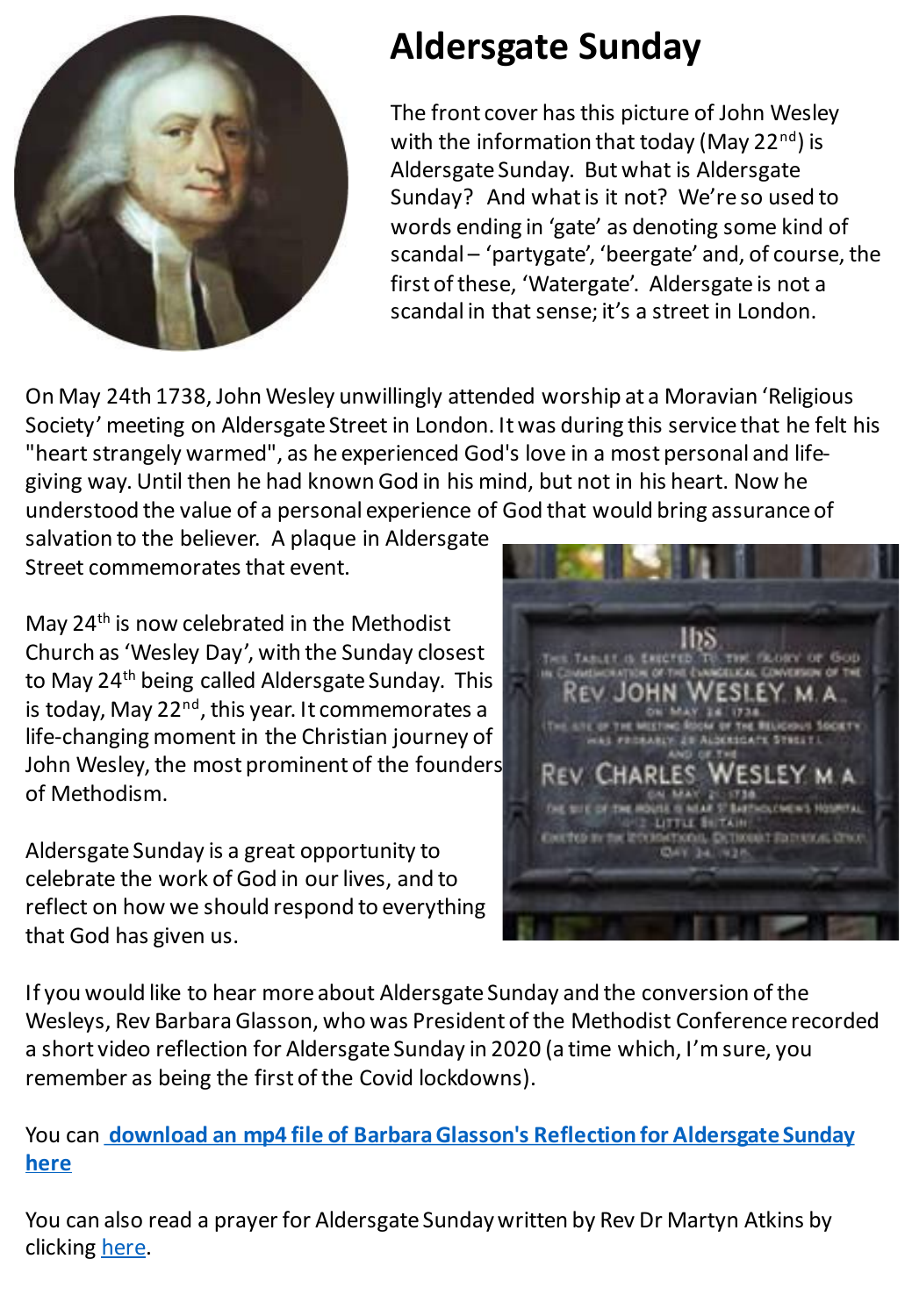# Aldersgate Sunday

The front cover has this picture of John Wesley with the information that today (May 22nd) is Aldersgate Sunday. But what is Aldersgate Sunday? And what is it not? We're so used to words ending in 'gate' as denoting some kind of scandal – 'partygate', 'beergate' and, of course, the first of these, 'Watergate'. Aldersgate is not a scandal in that sense; it's a street in London.

On May 24th 1738, John Wesley unwillingly attended worship at a Moravian 'Religious Society' meeting on Aldersgate Street in London. It was during this service that he felt his "heart strangely warmed", as he experienced God's love in a most personal and life-giving way. Until then he had known God in his mind, but not in his heart. Now he understood the value of a personal experience of God that would bring assurance of salvation to the believer. A plaque in Aldersgate Street commemorates that event.

May 24th is now celebrated in the Methodist Church as 'Wesley Day', with the Sunday closest to May 24th being called Aldersgate Sunday. This is today, May 22nd, this year. It commemorates a life-changing moment in the Christian journey of John Wesley, the most prominent of the founders of Methodism.

Aldersgate Sunday is a great opportunity to celebrate the work of God in our lives, and to reflect on how we should respond to everything that God has given us.

If you would like to hear more about Aldersgate Sunday and the conversion of the Wesleys, Rev Barbara Glasson, who was President of the Methodist Conference recorded a short video reflection for Aldersgate Sunday in 2020 (a time which, I'm sure, you remember as being the first of the Covid lockdowns).

You can **download an mp4 file of Barbara Glasson's Reflection for Aldersgate Sunday here**

You can also read a prayer for Aldersgate Sunday written by Rev Dr Martyn Atkins by clicking here.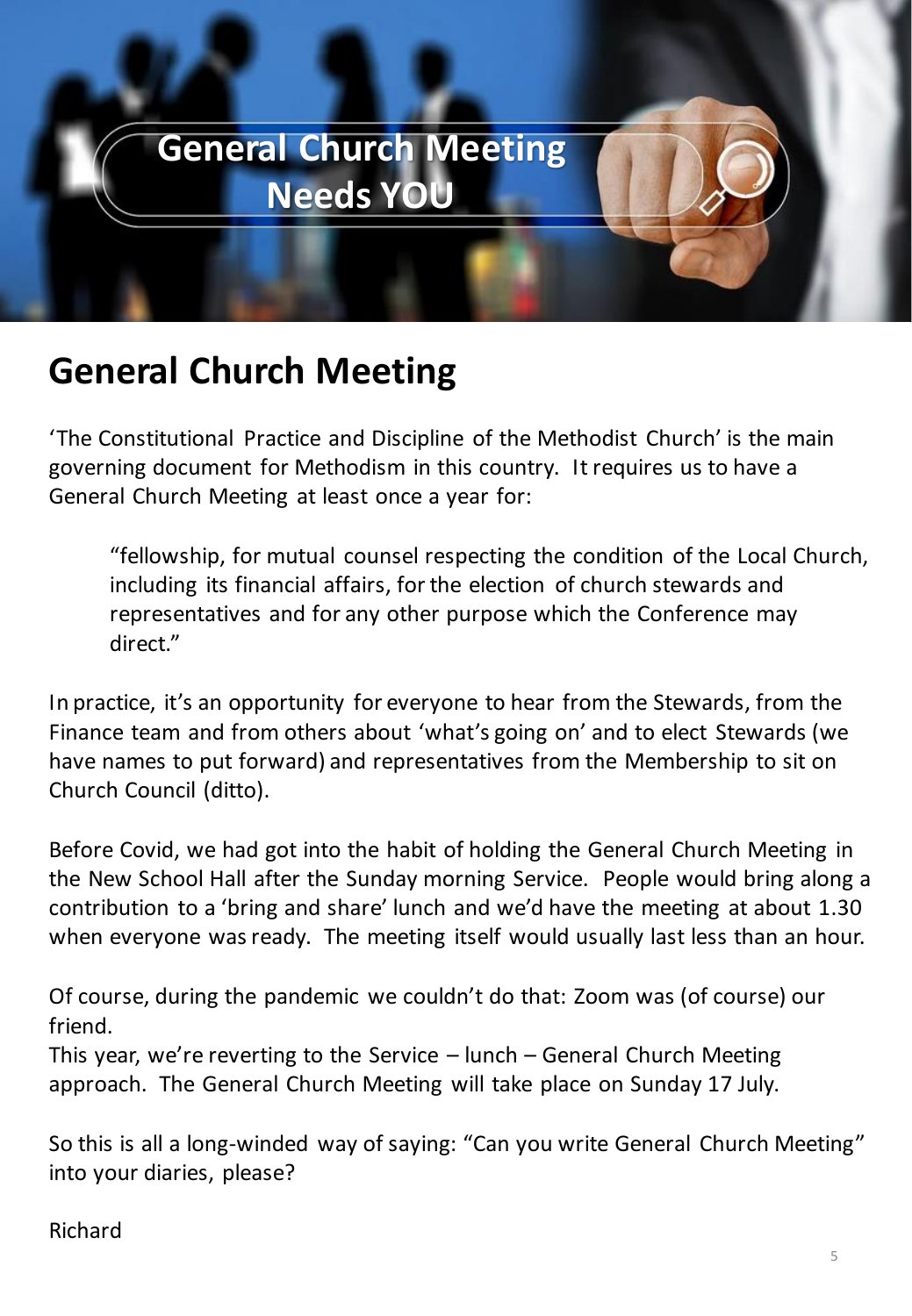General Church Meeting
Needs YOU

# General Church Meeting

'The Constitutional Practice and Discipline of the Methodist Church' is the main governing document for Methodism in this country. It requires us to have a General Church Meeting at least once a year for:

> "fellowship, for mutual counsel respecting the condition of the Local Church, including its financial affairs, for the election of church stewards and representatives and for any other purpose which the Conference may direct."

In practice, it's an opportunity for everyone to hear from the Stewards, from the Finance team and from others about 'what's going on' and to elect Stewards (we have names to put forward) and representatives from the Membership to sit on Church Council (ditto).

Before Covid, we had got into the habit of holding the General Church Meeting in the New School Hall after the Sunday morning Service. People would bring along a contribution to a 'bring and share' lunch and we'd have the meeting at about 1.30 when everyone was ready. The meeting itself would usually last less than an hour.

Of course, during the pandemic we couldn't do that: Zoom was (of course) our friend.
This year, we're reverting to the Service – lunch – General Church Meeting approach. The General Church Meeting will take place on Sunday 17 July.

So this is all a long-winded way of saying: "Can you write General Church Meeting" into your diaries, please?

Richard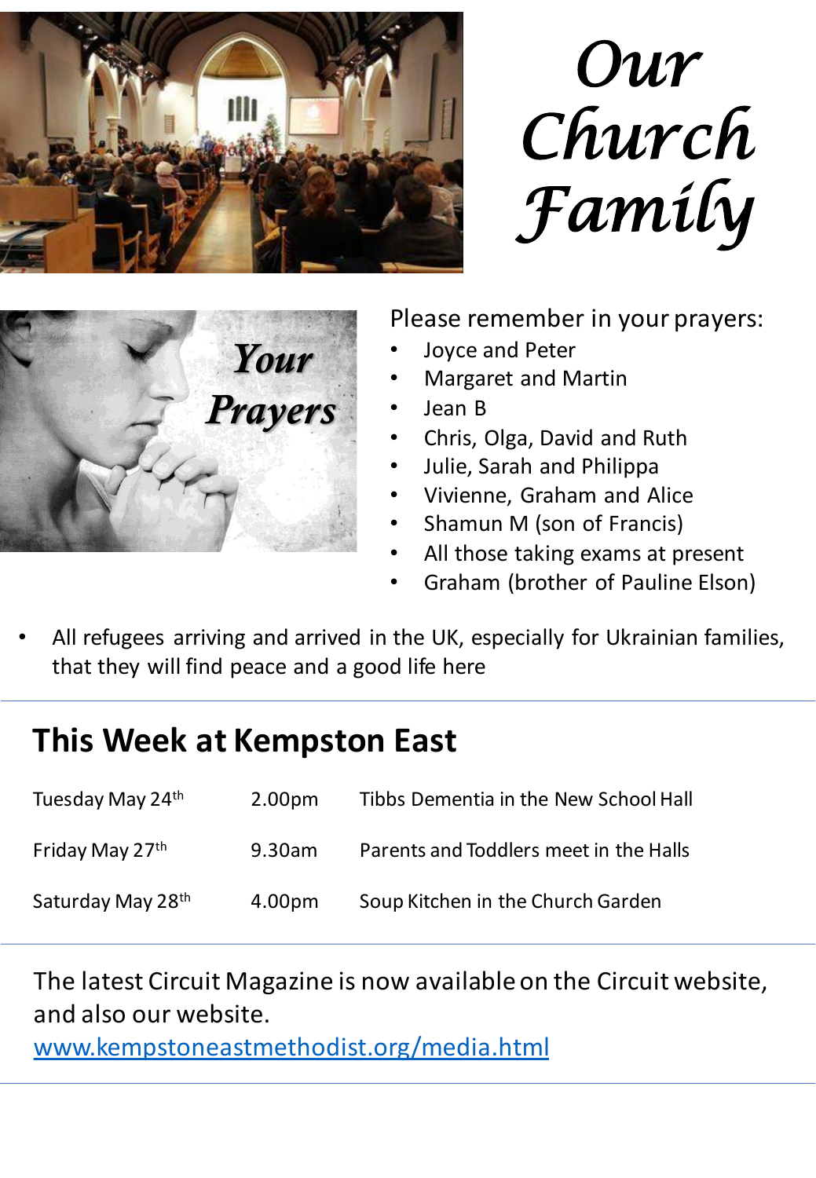# Our Church Family

*Your Prayers*

Please remember in your prayers:

- Joyce and Peter
- Margaret and Martin
- Jean B
- Chris, Olga, David and Ruth
- Julie, Sarah and Philippa
- Vivienne, Graham and Alice
- Shamun M (son of Francis)
- All those taking exams at present
- Graham (brother of Pauline Elson)
- All refugees arriving and arrived in the UK, especially for Ukrainian families, that they will find peace and a good life here

## This Week at Kempston East

| | | |
|---|---|---|
| Tuesday May 24th | 2.00pm | Tibbs Dementia in the New School Hall |
| Friday May 27th | 9.30am | Parents and Toddlers meet in the Halls |
| Saturday May 28th | 4.00pm | Soup Kitchen in the Church Garden |

The latest Circuit Magazine is now available on the Circuit website, and also our website.
www.kempstoneastmethodist.org/media.html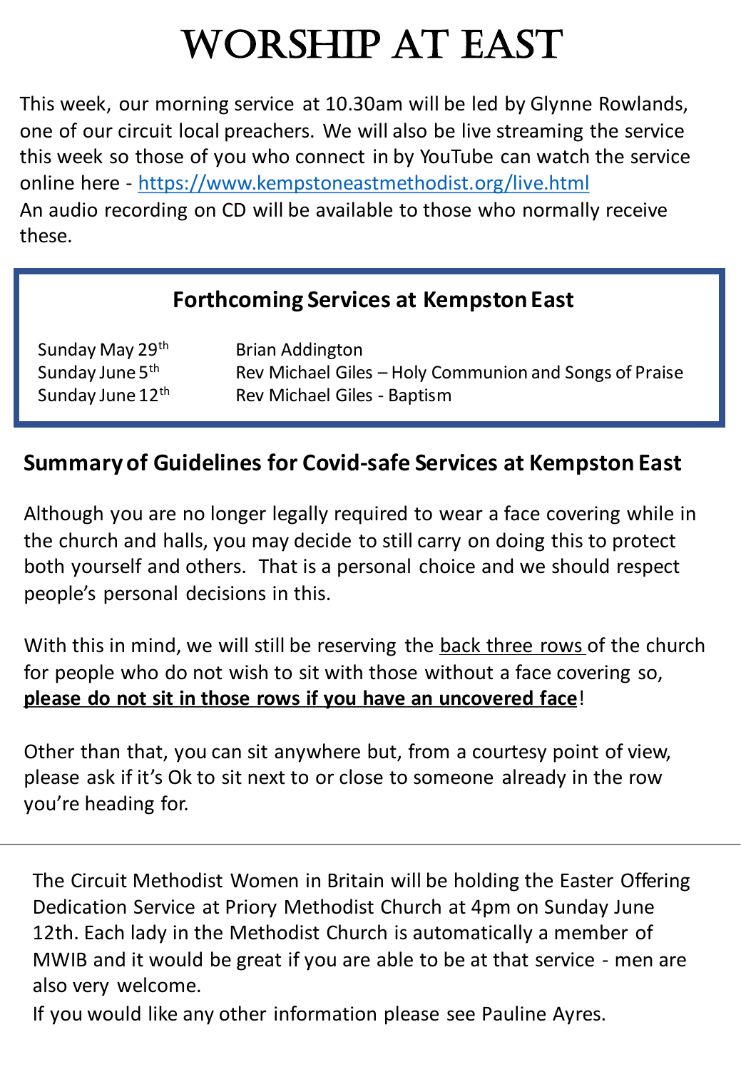# WORSHIP AT EAST

This week, our morning service at 10.30am will be led by Glynne Rowlands, one of our circuit local preachers. We will also be live streaming the service this week so those of you who connect in by YouTube can watch the service online here - https://www.kempstoneastmethodist.org/live.html
An audio recording on CD will be available to those who normally receive these.

## Forthcoming Services at Kempston East

| | |
|---|---|
| Sunday May 29th | Brian Addington |
| Sunday June 5th | Rev Michael Giles – Holy Communion and Songs of Praise |
| Sunday June 12th | Rev Michael Giles - Baptism |

## Summary of Guidelines for Covid-safe Services at Kempston East

Although you are no longer legally required to wear a face covering while in the church and halls, you may decide to still carry on doing this to protect both yourself and others. That is a personal choice and we should respect people's personal decisions in this.

With this in mind, we will still be reserving the back three rows of the church for people who do not wish to sit with those without a face covering so, **please do not sit in those rows if you have an uncovered face**!

Other than that, you can sit anywhere but, from a courtesy point of view, please ask if it's Ok to sit next to or close to someone already in the row you're heading for.

---

The Circuit Methodist Women in Britain will be holding the Easter Offering Dedication Service at Priory Methodist Church at 4pm on Sunday June 12th. Each lady in the Methodist Church is automatically a member of MWIB and it would be great if you are able to be at that service - men are also very welcome.

If you would like any other information please see Pauline Ayres.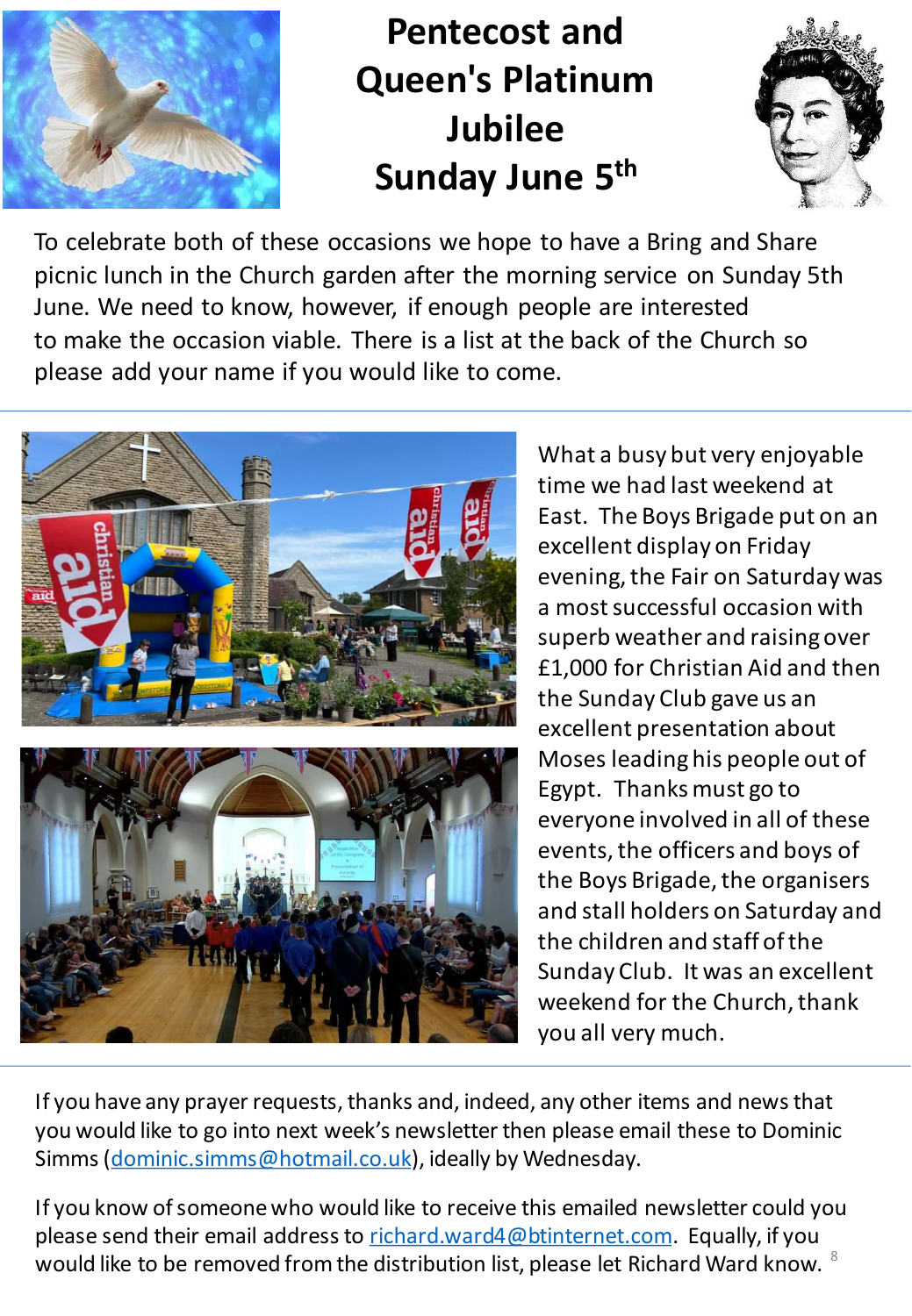# Pentecost and Queen's Platinum Jubilee Sunday June 5th

To celebrate both of these occasions we hope to have a Bring and Share picnic lunch in the Church garden after the morning service on Sunday 5th June. We need to know, however, if enough people are interested to make the occasion viable. There is a list at the back of the Church so please add your name if you would like to come.

---

What a busy but very enjoyable time we had last weekend at East. The Boys Brigade put on an excellent display on Friday evening, the Fair on Saturday was a most successful occasion with superb weather and raising over £1,000 for Christian Aid and then the Sunday Club gave us an excellent presentation about Moses leading his people out of Egypt. Thanks must go to everyone involved in all of these events, the officers and boys of the Boys Brigade, the organisers and stall holders on Saturday and the children and staff of the Sunday Club. It was an excellent weekend for the Church, thank you all very much.

---

If you have any prayer requests, thanks and, indeed, any other items and news that you would like to go into next week's newsletter then please email these to Dominic Simms (dominic.simms@hotmail.co.uk), ideally by Wednesday.

If you know of someone who would like to receive this emailed newsletter could you please send their email address to richard.ward4@btinternet.com. Equally, if you would like to be removed from the distribution list, please let Richard Ward know.